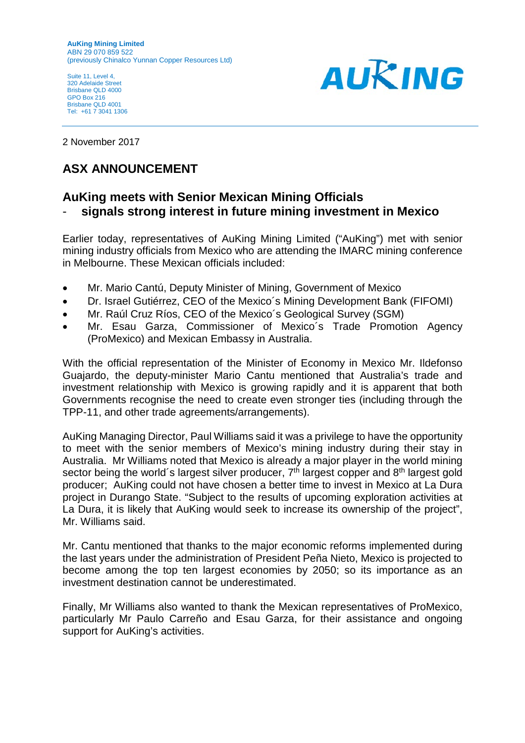**AuKing Mining Limited**
ABN 29 070 859 522
(previously Chinalco Yunnan Copper Resources Ltd)

Suite 11, Level 4,
320 Adelaide Street
Brisbane QLD 4000
GPO Box 216
Brisbane QLD 4001
Tel: +61 7 3041 1306

AUKING

2 November 2017

## ASX ANNOUNCEMENT

### AuKing meets with Senior Mexican Mining Officials
### - signals strong interest in future mining investment in Mexico

Earlier today, representatives of AuKing Mining Limited ("AuKing") met with senior mining industry officials from Mexico who are attending the IMARC mining conference in Melbourne. These Mexican officials included:

- Mr. Mario Cantú, Deputy Minister of Mining, Government of Mexico
- Dr. Israel Gutiérrez, CEO of the Mexico´s Mining Development Bank (FIFOMI)
- Mr. Raúl Cruz Ríos, CEO of the Mexico´s Geological Survey (SGM)
- Mr. Esau Garza, Commissioner of Mexico´s Trade Promotion Agency (ProMexico) and Mexican Embassy in Australia.

With the official representation of the Minister of Economy in Mexico Mr. Ildefonso Guajardo, the deputy-minister Mario Cantu mentioned that Australia's trade and investment relationship with Mexico is growing rapidly and it is apparent that both Governments recognise the need to create even stronger ties (including through the TPP-11, and other trade agreements/arrangements).

AuKing Managing Director, Paul Williams said it was a privilege to have the opportunity to meet with the senior members of Mexico's mining industry during their stay in Australia. Mr Williams noted that Mexico is already a major player in the world mining sector being the world´s largest silver producer, 7th largest copper and 8th largest gold producer; AuKing could not have chosen a better time to invest in Mexico at La Dura project in Durango State. "Subject to the results of upcoming exploration activities at La Dura, it is likely that AuKing would seek to increase its ownership of the project", Mr. Williams said.

Mr. Cantu mentioned that thanks to the major economic reforms implemented during the last years under the administration of President Peña Nieto, Mexico is projected to become among the top ten largest economies by 2050; so its importance as an investment destination cannot be underestimated.

Finally, Mr Williams also wanted to thank the Mexican representatives of ProMexico, particularly Mr Paulo Carreño and Esau Garza, for their assistance and ongoing support for AuKing's activities.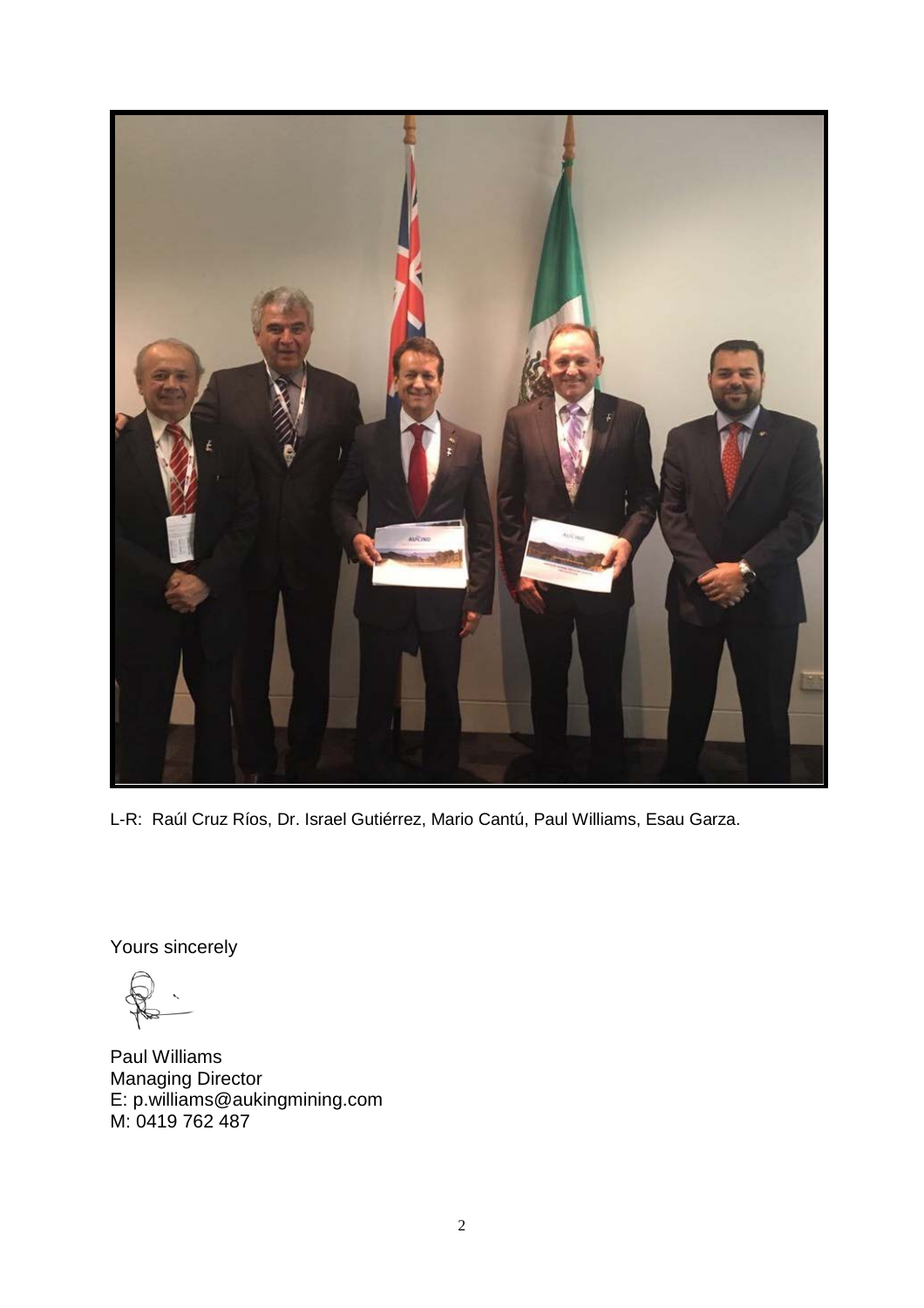L-R: Raúl Cruz Ríos, Dr. Israel Gutiérrez, Mario Cantú, Paul Williams, Esau Garza.

Yours sincerely

Paul Williams
Managing Director
E: p.williams@aukingmining.com
M: 0419 762 487